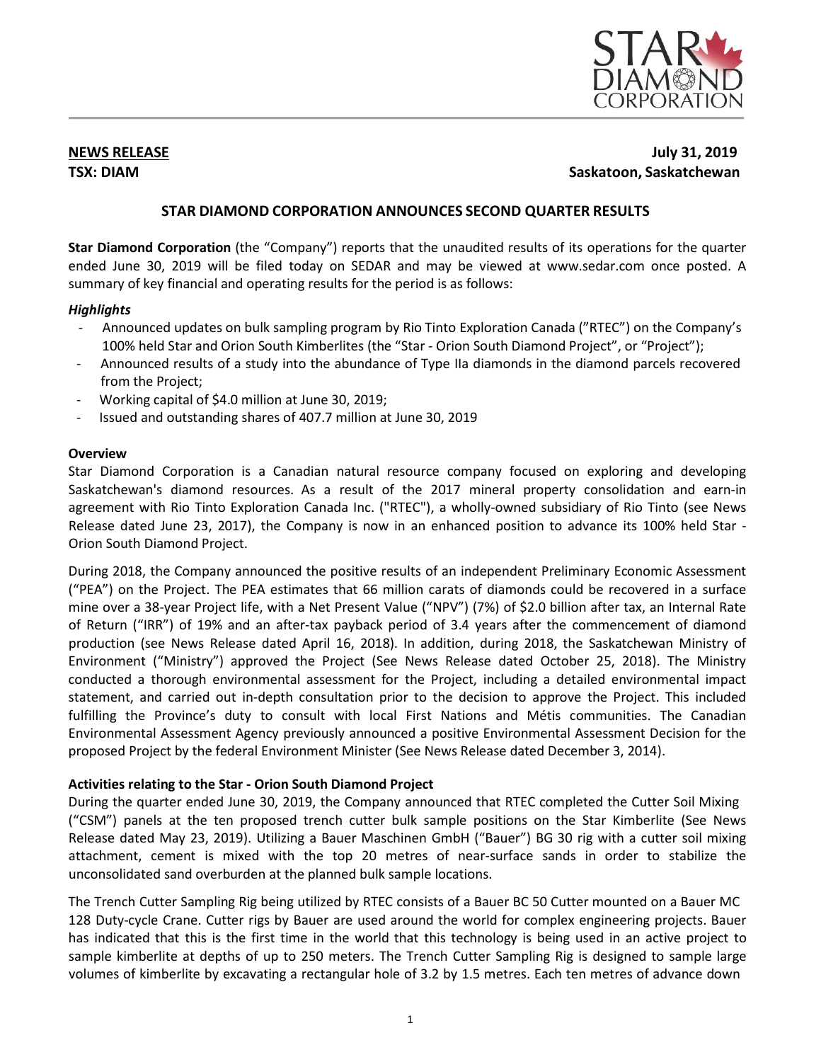**NEWS RELEASE**
**TSX: DIAM**

**July 31, 2019**
**Saskatoon, Saskatchewan**

## STAR DIAMOND CORPORATION ANNOUNCES SECOND QUARTER RESULTS

**Star Diamond Corporation** (the "Company") reports that the unaudited results of its operations for the quarter ended June 30, 2019 will be filed today on SEDAR and may be viewed at www.sedar.com once posted. A summary of key financial and operating results for the period is as follows:

### *Highlights*

- Announced updates on bulk sampling program by Rio Tinto Exploration Canada ("RTEC") on the Company's 100% held Star and Orion South Kimberlites (the "Star - Orion South Diamond Project", or "Project");
- Announced results of a study into the abundance of Type IIa diamonds in the diamond parcels recovered from the Project;
- Working capital of $4.0 million at June 30, 2019;
- Issued and outstanding shares of 407.7 million at June 30, 2019

### Overview

Star Diamond Corporation is a Canadian natural resource company focused on exploring and developing Saskatchewan's diamond resources. As a result of the 2017 mineral property consolidation and earn-in agreement with Rio Tinto Exploration Canada Inc. ("RTEC"), a wholly-owned subsidiary of Rio Tinto (see News Release dated June 23, 2017), the Company is now in an enhanced position to advance its 100% held Star - Orion South Diamond Project.

During 2018, the Company announced the positive results of an independent Preliminary Economic Assessment ("PEA") on the Project. The PEA estimates that 66 million carats of diamonds could be recovered in a surface mine over a 38-year Project life, with a Net Present Value ("NPV") (7%) of $2.0 billion after tax, an Internal Rate of Return ("IRR") of 19% and an after-tax payback period of 3.4 years after the commencement of diamond production (see News Release dated April 16, 2018). In addition, during 2018, the Saskatchewan Ministry of Environment ("Ministry") approved the Project (See News Release dated October 25, 2018). The Ministry conducted a thorough environmental assessment for the Project, including a detailed environmental impact statement, and carried out in-depth consultation prior to the decision to approve the Project. This included fulfilling the Province's duty to consult with local First Nations and Métis communities. The Canadian Environmental Assessment Agency previously announced a positive Environmental Assessment Decision for the proposed Project by the federal Environment Minister (See News Release dated December 3, 2014).

### Activities relating to the Star - Orion South Diamond Project

During the quarter ended June 30, 2019, the Company announced that RTEC completed the Cutter Soil Mixing ("CSM") panels at the ten proposed trench cutter bulk sample positions on the Star Kimberlite (See News Release dated May 23, 2019). Utilizing a Bauer Maschinen GmbH ("Bauer") BG 30 rig with a cutter soil mixing attachment, cement is mixed with the top 20 metres of near-surface sands in order to stabilize the unconsolidated sand overburden at the planned bulk sample locations.

The Trench Cutter Sampling Rig being utilized by RTEC consists of a Bauer BC 50 Cutter mounted on a Bauer MC 128 Duty-cycle Crane. Cutter rigs by Bauer are used around the world for complex engineering projects. Bauer has indicated that this is the first time in the world that this technology is being used in an active project to sample kimberlite at depths of up to 250 meters. The Trench Cutter Sampling Rig is designed to sample large volumes of kimberlite by excavating a rectangular hole of 3.2 by 1.5 metres. Each ten metres of advance down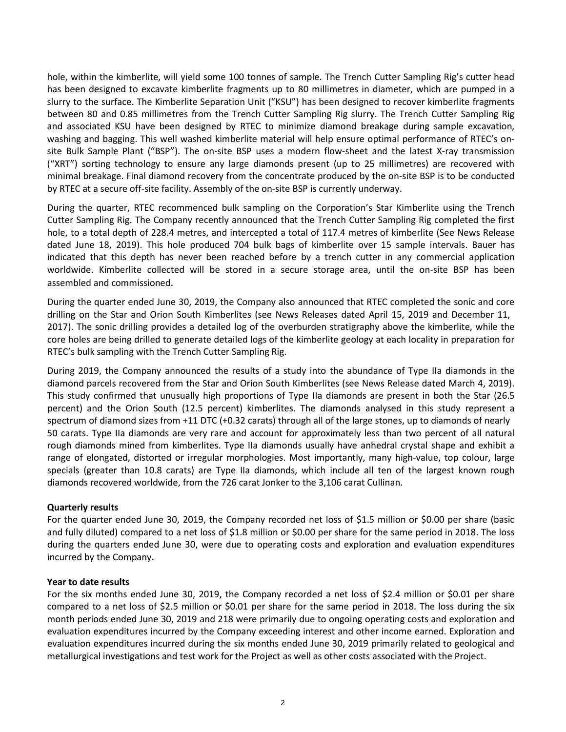hole, within the kimberlite, will yield some 100 tonnes of sample. The Trench Cutter Sampling Rig's cutter head has been designed to excavate kimberlite fragments up to 80 millimetres in diameter, which are pumped in a slurry to the surface. The Kimberlite Separation Unit ("KSU") has been designed to recover kimberlite fragments between 80 and 0.85 millimetres from the Trench Cutter Sampling Rig slurry. The Trench Cutter Sampling Rig and associated KSU have been designed by RTEC to minimize diamond breakage during sample excavation, washing and bagging. This well washed kimberlite material will help ensure optimal performance of RTEC's on-site Bulk Sample Plant ("BSP"). The on-site BSP uses a modern flow-sheet and the latest X-ray transmission ("XRT") sorting technology to ensure any large diamonds present (up to 25 millimetres) are recovered with minimal breakage. Final diamond recovery from the concentrate produced by the on-site BSP is to be conducted by RTEC at a secure off-site facility. Assembly of the on-site BSP is currently underway.

During the quarter, RTEC recommenced bulk sampling on the Corporation's Star Kimberlite using the Trench Cutter Sampling Rig. The Company recently announced that the Trench Cutter Sampling Rig completed the first hole, to a total depth of 228.4 metres, and intercepted a total of 117.4 metres of kimberlite (See News Release dated June 18, 2019). This hole produced 704 bulk bags of kimberlite over 15 sample intervals. Bauer has indicated that this depth has never been reached before by a trench cutter in any commercial application worldwide. Kimberlite collected will be stored in a secure storage area, until the on-site BSP has been assembled and commissioned.

During the quarter ended June 30, 2019, the Company also announced that RTEC completed the sonic and core drilling on the Star and Orion South Kimberlites (see News Releases dated April 15, 2019 and December 11, 2017). The sonic drilling provides a detailed log of the overburden stratigraphy above the kimberlite, while the core holes are being drilled to generate detailed logs of the kimberlite geology at each locality in preparation for RTEC's bulk sampling with the Trench Cutter Sampling Rig.

During 2019, the Company announced the results of a study into the abundance of Type IIa diamonds in the diamond parcels recovered from the Star and Orion South Kimberlites (see News Release dated March 4, 2019). This study confirmed that unusually high proportions of Type IIa diamonds are present in both the Star (26.5 percent) and the Orion South (12.5 percent) kimberlites. The diamonds analysed in this study represent a spectrum of diamond sizes from +11 DTC (+0.32 carats) through all of the large stones, up to diamonds of nearly 50 carats. Type IIa diamonds are very rare and account for approximately less than two percent of all natural rough diamonds mined from kimberlites. Type IIa diamonds usually have anhedral crystal shape and exhibit a range of elongated, distorted or irregular morphologies. Most importantly, many high-value, top colour, large specials (greater than 10.8 carats) are Type IIa diamonds, which include all ten of the largest known rough diamonds recovered worldwide, from the 726 carat Jonker to the 3,106 carat Cullinan.

**Quarterly results**

For the quarter ended June 30, 2019, the Company recorded net loss of $1.5 million or $0.00 per share (basic and fully diluted) compared to a net loss of $1.8 million or $0.00 per share for the same period in 2018. The loss during the quarters ended June 30, were due to operating costs and exploration and evaluation expenditures incurred by the Company.

**Year to date results**

For the six months ended June 30, 2019, the Company recorded a net loss of $2.4 million or $0.01 per share compared to a net loss of $2.5 million or $0.01 per share for the same period in 2018. The loss during the six month periods ended June 30, 2019 and 218 were primarily due to ongoing operating costs and exploration and evaluation expenditures incurred by the Company exceeding interest and other income earned. Exploration and evaluation expenditures incurred during the six months ended June 30, 2019 primarily related to geological and metallurgical investigations and test work for the Project as well as other costs associated with the Project.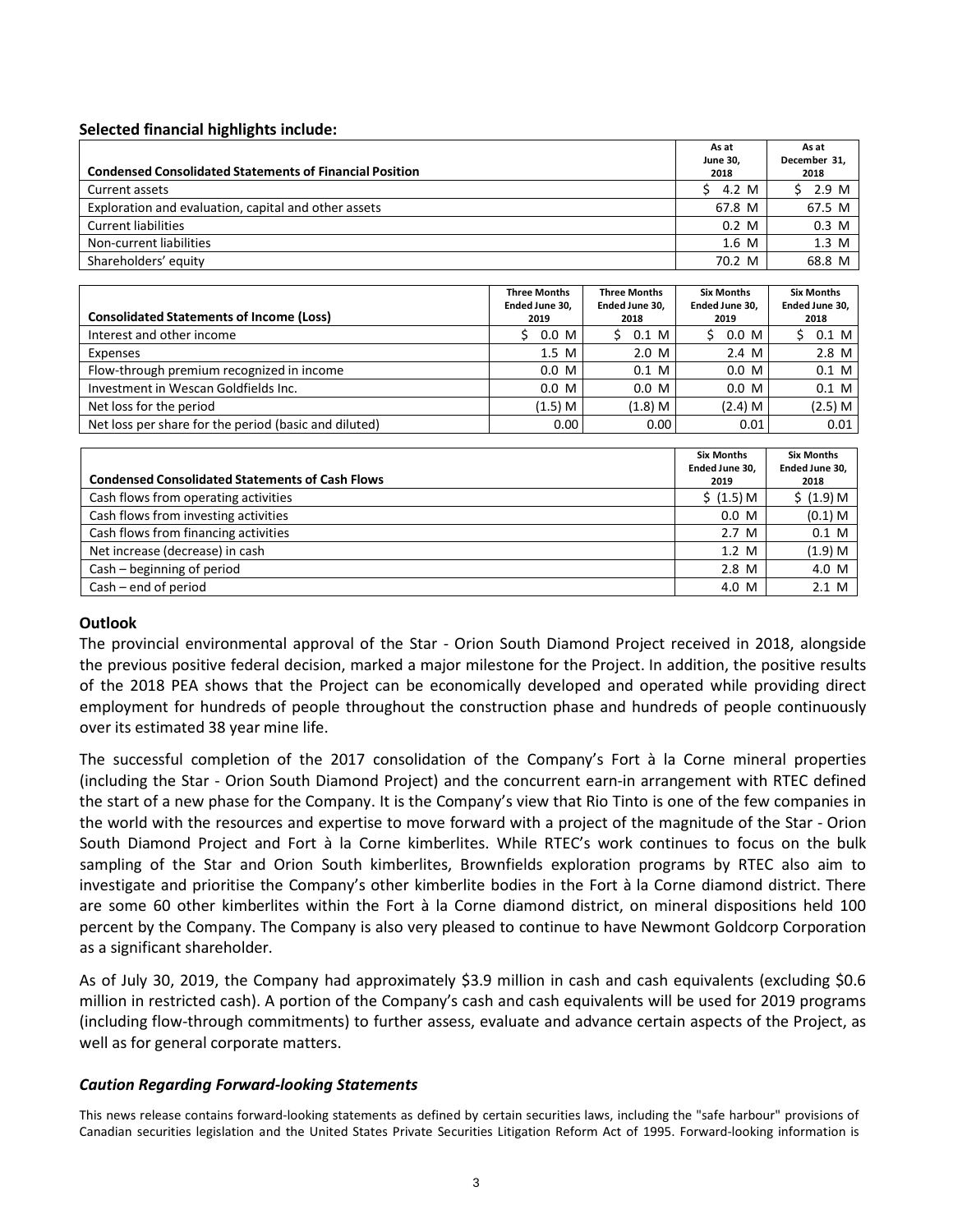**Selected financial highlights include:**

| Condensed Consolidated Statements of Financial Position | As at June 30, 2018 | As at December 31, 2018 |
|---|---|---|
| Current assets | $ 4.2 M | $ 2.9 M |
| Exploration and evaluation, capital and other assets | 67.8 M | 67.5 M |
| Current liabilities | 0.2 M | 0.3 M |
| Non-current liabilities | 1.6 M | 1.3 M |
| Shareholders' equity | 70.2 M | 68.8 M |

| Consolidated Statements of Income (Loss) | Three Months Ended June 30, 2019 | Three Months Ended June 30, 2018 | Six Months Ended June 30, 2019 | Six Months Ended June 30, 2018 |
|---|---|---|---|---|
| Interest and other income | $ 0.0 M | $ 0.1 M | $ 0.0 M | $ 0.1 M |
| Expenses | 1.5 M | 2.0 M | 2.4 M | 2.8 M |
| Flow-through premium recognized in income | 0.0 M | 0.1 M | 0.0 M | 0.1 M |
| Investment in Wescan Goldfields Inc. | 0.0 M | 0.0 M | 0.0 M | 0.1 M |
| Net loss for the period | (1.5) M | (1.8) M | (2.4) M | (2.5) M |
| Net loss per share for the period (basic and diluted) | 0.00 | 0.00 | 0.01 | 0.01 |

| Condensed Consolidated Statements of Cash Flows | Six Months Ended June 30, 2019 | Six Months Ended June 30, 2018 |
|---|---|---|
| Cash flows from operating activities | $ (1.5) M | $ (1.9) M |
| Cash flows from investing activities | 0.0 M | (0.1) M |
| Cash flows from financing activities | 2.7 M | 0.1 M |
| Net increase (decrease) in cash | 1.2 M | (1.9) M |
| Cash – beginning of period | 2.8 M | 4.0 M |
| Cash – end of period | 4.0 M | 2.1 M |

## Outlook

The provincial environmental approval of the Star - Orion South Diamond Project received in 2018, alongside the previous positive federal decision, marked a major milestone for the Project. In addition, the positive results of the 2018 PEA shows that the Project can be economically developed and operated while providing direct employment for hundreds of people throughout the construction phase and hundreds of people continuously over its estimated 38 year mine life.

The successful completion of the 2017 consolidation of the Company's Fort à la Corne mineral properties (including the Star - Orion South Diamond Project) and the concurrent earn-in arrangement with RTEC defined the start of a new phase for the Company. It is the Company's view that Rio Tinto is one of the few companies in the world with the resources and expertise to move forward with a project of the magnitude of the Star - Orion South Diamond Project and Fort à la Corne kimberlites. While RTEC's work continues to focus on the bulk sampling of the Star and Orion South kimberlites, Brownfields exploration programs by RTEC also aim to investigate and prioritise the Company's other kimberlite bodies in the Fort à la Corne diamond district. There are some 60 other kimberlites within the Fort à la Corne diamond district, on mineral dispositions held 100 percent by the Company. The Company is also very pleased to continue to have Newmont Goldcorp Corporation as a significant shareholder.

As of July 30, 2019, the Company had approximately $3.9 million in cash and cash equivalents (excluding $0.6 million in restricted cash). A portion of the Company's cash and cash equivalents will be used for 2019 programs (including flow-through commitments) to further assess, evaluate and advance certain aspects of the Project, as well as for general corporate matters.

### *Caution Regarding Forward-looking Statements*

This news release contains forward-looking statements as defined by certain securities laws, including the "safe harbour" provisions of Canadian securities legislation and the United States Private Securities Litigation Reform Act of 1995. Forward-looking information is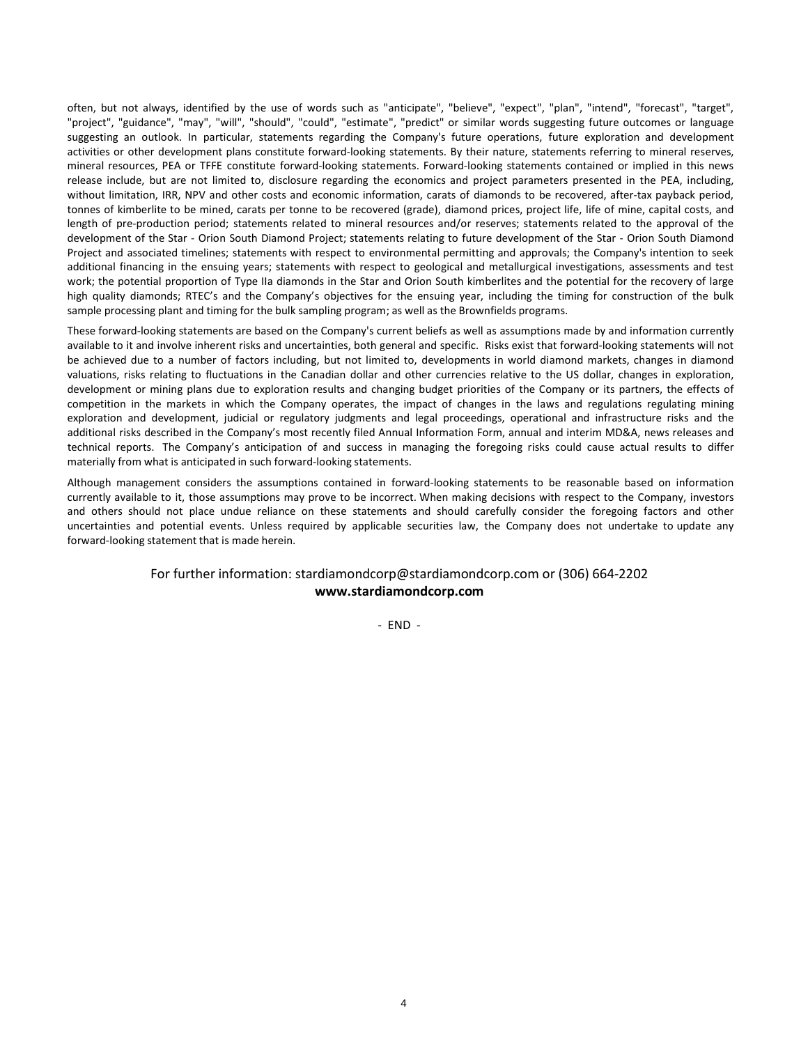often, but not always, identified by the use of words such as "anticipate", "believe", "expect", "plan", "intend", "forecast", "target", "project", "guidance", "may", "will", "should", "could", "estimate", "predict" or similar words suggesting future outcomes or language suggesting an outlook. In particular, statements regarding the Company's future operations, future exploration and development activities or other development plans constitute forward-looking statements. By their nature, statements referring to mineral reserves, mineral resources, PEA or TFFE constitute forward-looking statements. Forward-looking statements contained or implied in this news release include, but are not limited to, disclosure regarding the economics and project parameters presented in the PEA, including, without limitation, IRR, NPV and other costs and economic information, carats of diamonds to be recovered, after-tax payback period, tonnes of kimberlite to be mined, carats per tonne to be recovered (grade), diamond prices, project life, life of mine, capital costs, and length of pre-production period; statements related to mineral resources and/or reserves; statements related to the approval of the development of the Star - Orion South Diamond Project; statements relating to future development of the Star - Orion South Diamond Project and associated timelines; statements with respect to environmental permitting and approvals; the Company's intention to seek additional financing in the ensuing years; statements with respect to geological and metallurgical investigations, assessments and test work; the potential proportion of Type IIa diamonds in the Star and Orion South kimberlites and the potential for the recovery of large high quality diamonds; RTEC's and the Company's objectives for the ensuing year, including the timing for construction of the bulk sample processing plant and timing for the bulk sampling program; as well as the Brownfields programs.

These forward-looking statements are based on the Company's current beliefs as well as assumptions made by and information currently available to it and involve inherent risks and uncertainties, both general and specific. Risks exist that forward-looking statements will not be achieved due to a number of factors including, but not limited to, developments in world diamond markets, changes in diamond valuations, risks relating to fluctuations in the Canadian dollar and other currencies relative to the US dollar, changes in exploration, development or mining plans due to exploration results and changing budget priorities of the Company or its partners, the effects of competition in the markets in which the Company operates, the impact of changes in the laws and regulations regulating mining exploration and development, judicial or regulatory judgments and legal proceedings, operational and infrastructure risks and the additional risks described in the Company's most recently filed Annual Information Form, annual and interim MD&A, news releases and technical reports. The Company's anticipation of and success in managing the foregoing risks could cause actual results to differ materially from what is anticipated in such forward-looking statements.

Although management considers the assumptions contained in forward-looking statements to be reasonable based on information currently available to it, those assumptions may prove to be incorrect. When making decisions with respect to the Company, investors and others should not place undue reliance on these statements and should carefully consider the foregoing factors and other uncertainties and potential events. Unless required by applicable securities law, the Company does not undertake to update any forward-looking statement that is made herein.

For further information: stardiamondcorp@stardiamondcorp.com or (306) 664-2202
**www.stardiamondcorp.com**

- END -